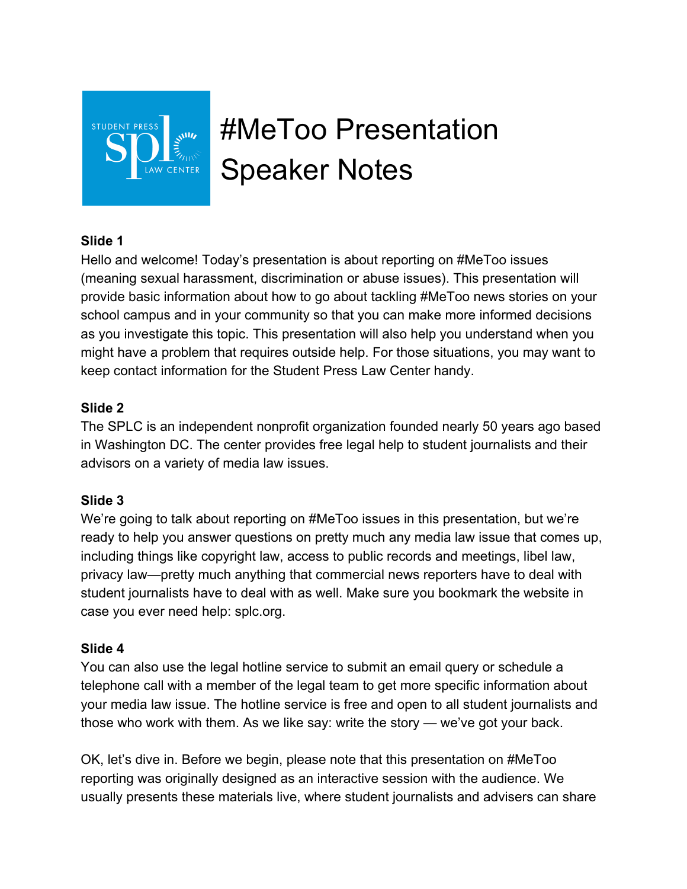# #MeToo Presentation Speaker Notes

**Slide 1**

Hello and welcome! Today's presentation is about reporting on #MeToo issues (meaning sexual harassment, discrimination or abuse issues). This presentation will provide basic information about how to go about tackling #MeToo news stories on your school campus and in your community so that you can make more informed decisions as you investigate this topic. This presentation will also help you understand when you might have a problem that requires outside help. For those situations, you may want to keep contact information for the Student Press Law Center handy.

**Slide 2**

The SPLC is an independent nonprofit organization founded nearly 50 years ago based in Washington DC. The center provides free legal help to student journalists and their advisors on a variety of media law issues.

**Slide 3**

We're going to talk about reporting on #MeToo issues in this presentation, but we're ready to help you answer questions on pretty much any media law issue that comes up, including things like copyright law, access to public records and meetings, libel law, privacy law—pretty much anything that commercial news reporters have to deal with student journalists have to deal with as well. Make sure you bookmark the website in case you ever need help: splc.org.

**Slide 4**

You can also use the legal hotline service to submit an email query or schedule a telephone call with a member of the legal team to get more specific information about your media law issue. The hotline service is free and open to all student journalists and those who work with them. As we like say: write the story — we've got your back.

OK, let's dive in. Before we begin, please note that this presentation on #MeToo reporting was originally designed as an interactive session with the audience. We usually presents these materials live, where student journalists and advisers can share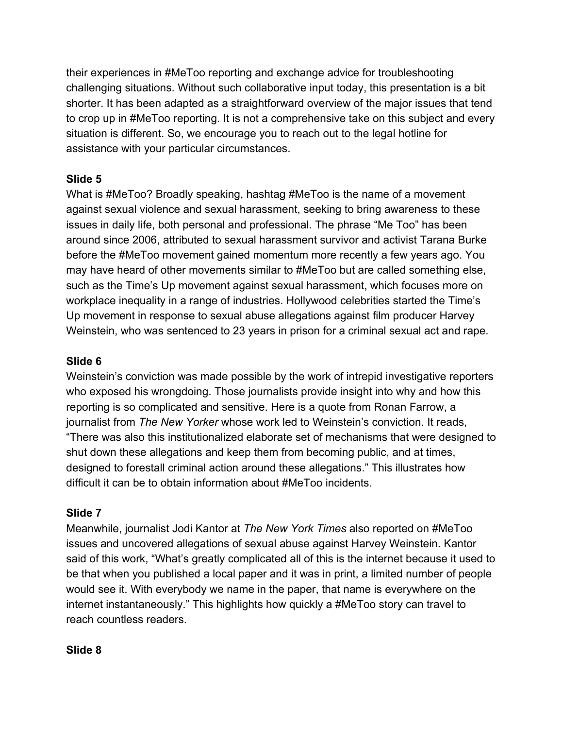their experiences in #MeToo reporting and exchange advice for troubleshooting challenging situations. Without such collaborative input today, this presentation is a bit shorter. It has been adapted as a straightforward overview of the major issues that tend to crop up in #MeToo reporting. It is not a comprehensive take on this subject and every situation is different. So, we encourage you to reach out to the legal hotline for assistance with your particular circumstances.

**Slide 5**

What is #MeToo? Broadly speaking, hashtag #MeToo is the name of a movement against sexual violence and sexual harassment, seeking to bring awareness to these issues in daily life, both personal and professional. The phrase "Me Too" has been around since 2006, attributed to sexual harassment survivor and activist Tarana Burke before the #MeToo movement gained momentum more recently a few years ago. You may have heard of other movements similar to #MeToo but are called something else, such as the Time's Up movement against sexual harassment, which focuses more on workplace inequality in a range of industries. Hollywood celebrities started the Time's Up movement in response to sexual abuse allegations against film producer Harvey Weinstein, who was sentenced to 23 years in prison for a criminal sexual act and rape.

**Slide 6**

Weinstein's conviction was made possible by the work of intrepid investigative reporters who exposed his wrongdoing. Those journalists provide insight into why and how this reporting is so complicated and sensitive. Here is a quote from Ronan Farrow, a journalist from *The New Yorker* whose work led to Weinstein's conviction. It reads, "There was also this institutionalized elaborate set of mechanisms that were designed to shut down these allegations and keep them from becoming public, and at times, designed to forestall criminal action around these allegations." This illustrates how difficult it can be to obtain information about #MeToo incidents.

**Slide 7**

Meanwhile, journalist Jodi Kantor at *The New York Times* also reported on #MeToo issues and uncovered allegations of sexual abuse against Harvey Weinstein. Kantor said of this work, "What's greatly complicated all of this is the internet because it used to be that when you published a local paper and it was in print, a limited number of people would see it. With everybody we name in the paper, that name is everywhere on the internet instantaneously." This highlights how quickly a #MeToo story can travel to reach countless readers.

**Slide 8**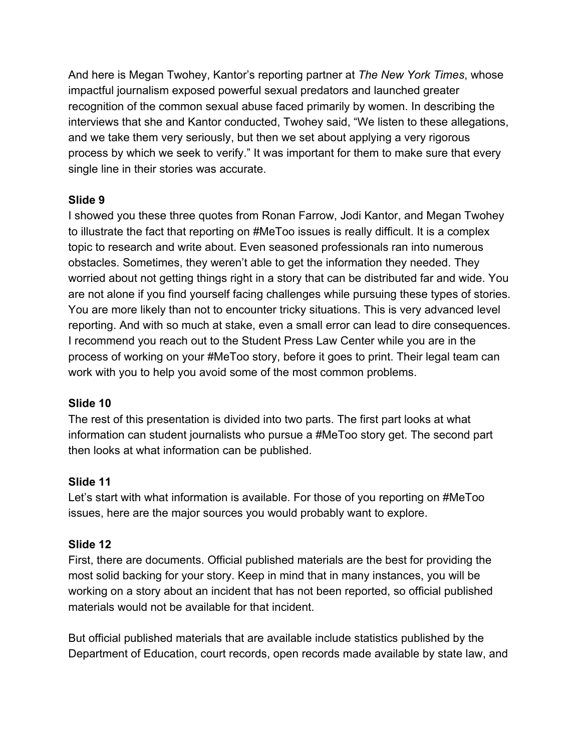And here is Megan Twohey, Kantor's reporting partner at *The New York Times*, whose impactful journalism exposed powerful sexual predators and launched greater recognition of the common sexual abuse faced primarily by women. In describing the interviews that she and Kantor conducted, Twohey said, "We listen to these allegations, and we take them very seriously, but then we set about applying a very rigorous process by which we seek to verify." It was important for them to make sure that every single line in their stories was accurate.

**Slide 9**

I showed you these three quotes from Ronan Farrow, Jodi Kantor, and Megan Twohey to illustrate the fact that reporting on #MeToo issues is really difficult. It is a complex topic to research and write about. Even seasoned professionals ran into numerous obstacles. Sometimes, they weren't able to get the information they needed. They worried about not getting things right in a story that can be distributed far and wide. You are not alone if you find yourself facing challenges while pursuing these types of stories. You are more likely than not to encounter tricky situations. This is very advanced level reporting. And with so much at stake, even a small error can lead to dire consequences. I recommend you reach out to the Student Press Law Center while you are in the process of working on your #MeToo story, before it goes to print. Their legal team can work with you to help you avoid some of the most common problems.

**Slide 10**

The rest of this presentation is divided into two parts. The first part looks at what information can student journalists who pursue a #MeToo story get. The second part then looks at what information can be published.

**Slide 11**

Let's start with what information is available. For those of you reporting on #MeToo issues, here are the major sources you would probably want to explore.

**Slide 12**

First, there are documents. Official published materials are the best for providing the most solid backing for your story. Keep in mind that in many instances, you will be working on a story about an incident that has not been reported, so official published materials would not be available for that incident.

But official published materials that are available include statistics published by the Department of Education, court records, open records made available by state law, and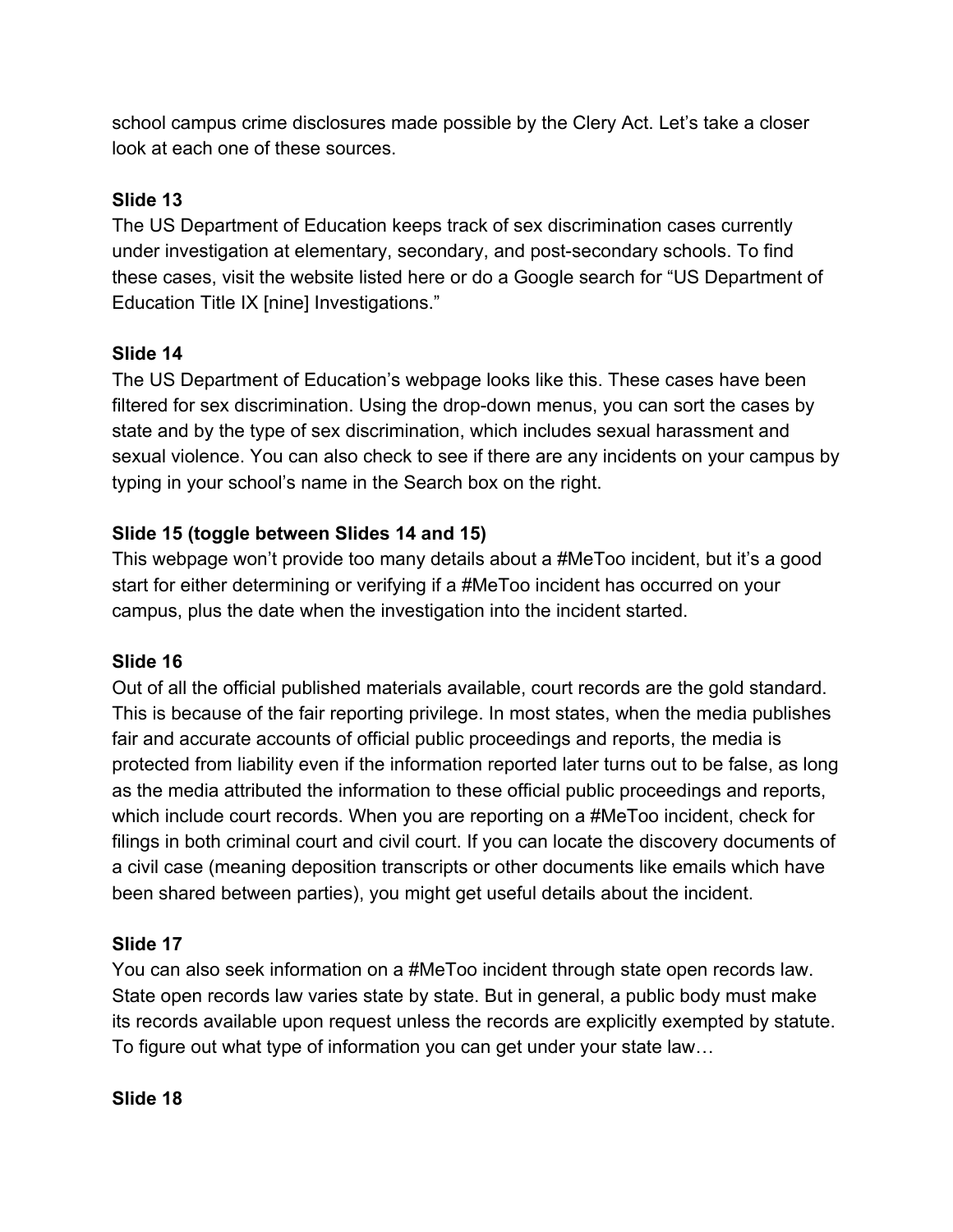school campus crime disclosures made possible by the Clery Act. Let's take a closer look at each one of these sources.

**Slide 13**

The US Department of Education keeps track of sex discrimination cases currently under investigation at elementary, secondary, and post-secondary schools. To find these cases, visit the website listed here or do a Google search for "US Department of Education Title IX [nine] Investigations."

**Slide 14**

The US Department of Education's webpage looks like this. These cases have been filtered for sex discrimination. Using the drop-down menus, you can sort the cases by state and by the type of sex discrimination, which includes sexual harassment and sexual violence. You can also check to see if there are any incidents on your campus by typing in your school's name in the Search box on the right.

**Slide 15 (toggle between Slides 14 and 15)**

This webpage won't provide too many details about a #MeToo incident, but it's a good start for either determining or verifying if a #MeToo incident has occurred on your campus, plus the date when the investigation into the incident started.

**Slide 16**

Out of all the official published materials available, court records are the gold standard. This is because of the fair reporting privilege. In most states, when the media publishes fair and accurate accounts of official public proceedings and reports, the media is protected from liability even if the information reported later turns out to be false, as long as the media attributed the information to these official public proceedings and reports, which include court records. When you are reporting on a #MeToo incident, check for filings in both criminal court and civil court. If you can locate the discovery documents of a civil case (meaning deposition transcripts or other documents like emails which have been shared between parties), you might get useful details about the incident.

**Slide 17**

You can also seek information on a #MeToo incident through state open records law. State open records law varies state by state. But in general, a public body must make its records available upon request unless the records are explicitly exempted by statute. To figure out what type of information you can get under your state law…

**Slide 18**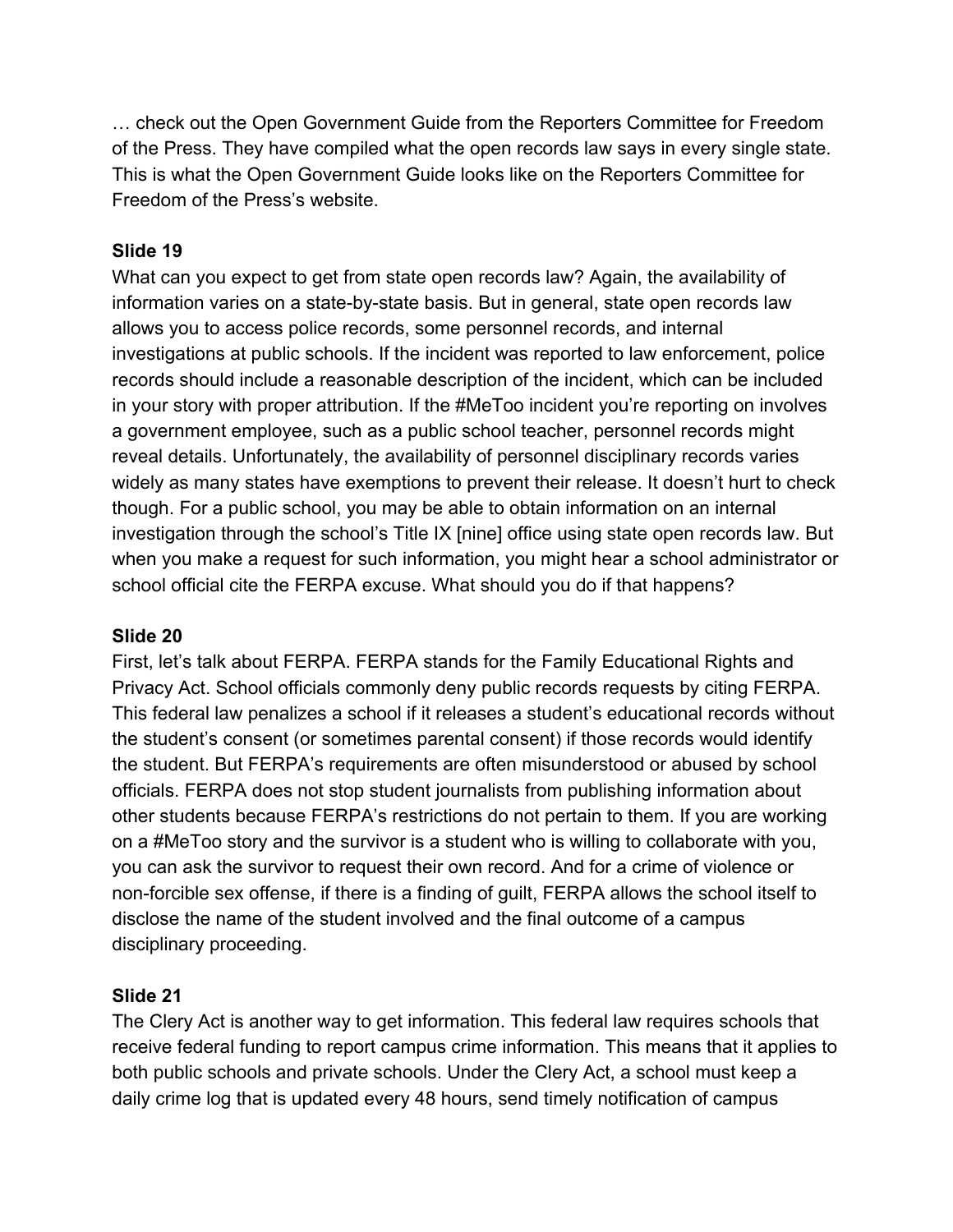… check out the Open Government Guide from the Reporters Committee for Freedom of the Press. They have compiled what the open records law says in every single state. This is what the Open Government Guide looks like on the Reporters Committee for Freedom of the Press's website.

**Slide 19**

What can you expect to get from state open records law? Again, the availability of information varies on a state-by-state basis. But in general, state open records law allows you to access police records, some personnel records, and internal investigations at public schools. If the incident was reported to law enforcement, police records should include a reasonable description of the incident, which can be included in your story with proper attribution. If the #MeToo incident you're reporting on involves a government employee, such as a public school teacher, personnel records might reveal details. Unfortunately, the availability of personnel disciplinary records varies widely as many states have exemptions to prevent their release. It doesn't hurt to check though. For a public school, you may be able to obtain information on an internal investigation through the school's Title IX [nine] office using state open records law. But when you make a request for such information, you might hear a school administrator or school official cite the FERPA excuse. What should you do if that happens?

**Slide 20**

First, let's talk about FERPA. FERPA stands for the Family Educational Rights and Privacy Act. School officials commonly deny public records requests by citing FERPA. This federal law penalizes a school if it releases a student's educational records without the student's consent (or sometimes parental consent) if those records would identify the student. But FERPA's requirements are often misunderstood or abused by school officials. FERPA does not stop student journalists from publishing information about other students because FERPA's restrictions do not pertain to them. If you are working on a #MeToo story and the survivor is a student who is willing to collaborate with you, you can ask the survivor to request their own record. And for a crime of violence or non-forcible sex offense, if there is a finding of guilt, FERPA allows the school itself to disclose the name of the student involved and the final outcome of a campus disciplinary proceeding.

**Slide 21**

The Clery Act is another way to get information. This federal law requires schools that receive federal funding to report campus crime information. This means that it applies to both public schools and private schools. Under the Clery Act, a school must keep a daily crime log that is updated every 48 hours, send timely notification of campus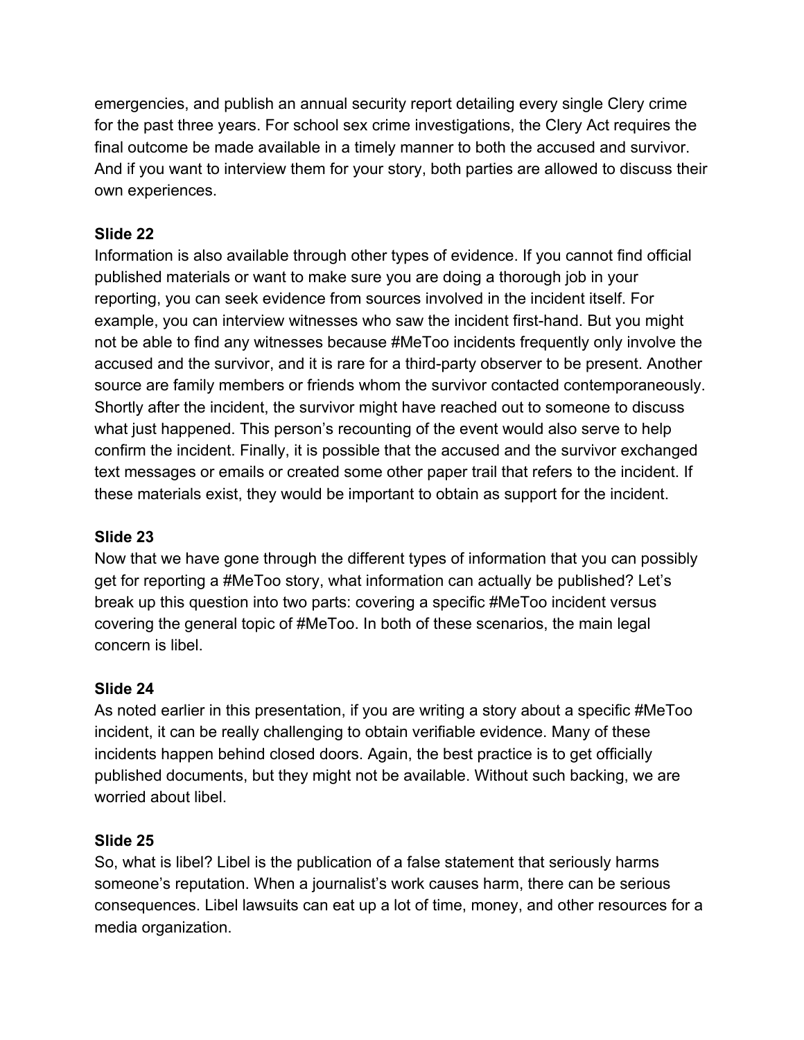emergencies, and publish an annual security report detailing every single Clery crime for the past three years. For school sex crime investigations, the Clery Act requires the final outcome be made available in a timely manner to both the accused and survivor. And if you want to interview them for your story, both parties are allowed to discuss their own experiences.

**Slide 22**

Information is also available through other types of evidence. If you cannot find official published materials or want to make sure you are doing a thorough job in your reporting, you can seek evidence from sources involved in the incident itself. For example, you can interview witnesses who saw the incident first-hand. But you might not be able to find any witnesses because #MeToo incidents frequently only involve the accused and the survivor, and it is rare for a third-party observer to be present. Another source are family members or friends whom the survivor contacted contemporaneously. Shortly after the incident, the survivor might have reached out to someone to discuss what just happened. This person's recounting of the event would also serve to help confirm the incident. Finally, it is possible that the accused and the survivor exchanged text messages or emails or created some other paper trail that refers to the incident. If these materials exist, they would be important to obtain as support for the incident.

**Slide 23**

Now that we have gone through the different types of information that you can possibly get for reporting a #MeToo story, what information can actually be published? Let's break up this question into two parts: covering a specific #MeToo incident versus covering the general topic of #MeToo. In both of these scenarios, the main legal concern is libel.

**Slide 24**

As noted earlier in this presentation, if you are writing a story about a specific #MeToo incident, it can be really challenging to obtain verifiable evidence. Many of these incidents happen behind closed doors. Again, the best practice is to get officially published documents, but they might not be available. Without such backing, we are worried about libel.

**Slide 25**

So, what is libel? Libel is the publication of a false statement that seriously harms someone's reputation. When a journalist's work causes harm, there can be serious consequences. Libel lawsuits can eat up a lot of time, money, and other resources for a media organization.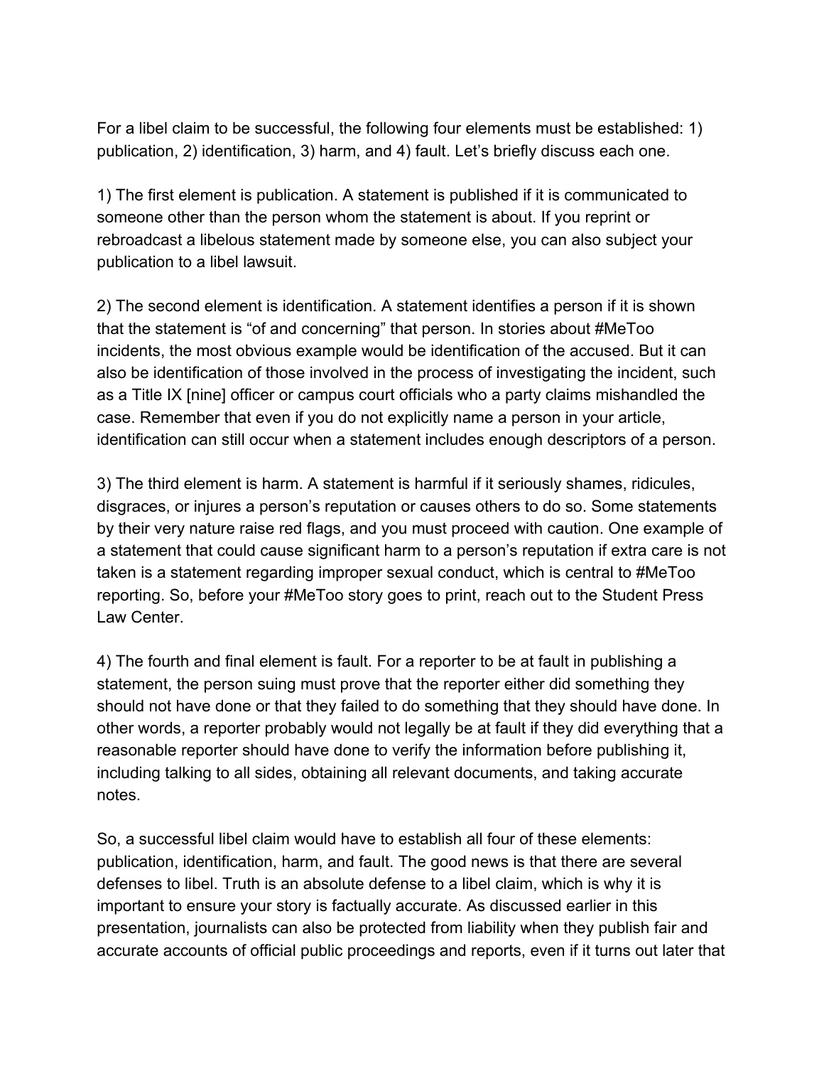For a libel claim to be successful, the following four elements must be established: 1) publication, 2) identification, 3) harm, and 4) fault. Let's briefly discuss each one.

1) The first element is publication. A statement is published if it is communicated to someone other than the person whom the statement is about. If you reprint or rebroadcast a libelous statement made by someone else, you can also subject your publication to a libel lawsuit.

2) The second element is identification. A statement identifies a person if it is shown that the statement is "of and concerning" that person. In stories about #MeToo incidents, the most obvious example would be identification of the accused. But it can also be identification of those involved in the process of investigating the incident, such as a Title IX [nine] officer or campus court officials who a party claims mishandled the case. Remember that even if you do not explicitly name a person in your article, identification can still occur when a statement includes enough descriptors of a person.

3) The third element is harm. A statement is harmful if it seriously shames, ridicules, disgraces, or injures a person's reputation or causes others to do so. Some statements by their very nature raise red flags, and you must proceed with caution. One example of a statement that could cause significant harm to a person's reputation if extra care is not taken is a statement regarding improper sexual conduct, which is central to #MeToo reporting. So, before your #MeToo story goes to print, reach out to the Student Press Law Center.

4) The fourth and final element is fault. For a reporter to be at fault in publishing a statement, the person suing must prove that the reporter either did something they should not have done or that they failed to do something that they should have done. In other words, a reporter probably would not legally be at fault if they did everything that a reasonable reporter should have done to verify the information before publishing it, including talking to all sides, obtaining all relevant documents, and taking accurate notes.

So, a successful libel claim would have to establish all four of these elements: publication, identification, harm, and fault. The good news is that there are several defenses to libel. Truth is an absolute defense to a libel claim, which is why it is important to ensure your story is factually accurate. As discussed earlier in this presentation, journalists can also be protected from liability when they publish fair and accurate accounts of official public proceedings and reports, even if it turns out later that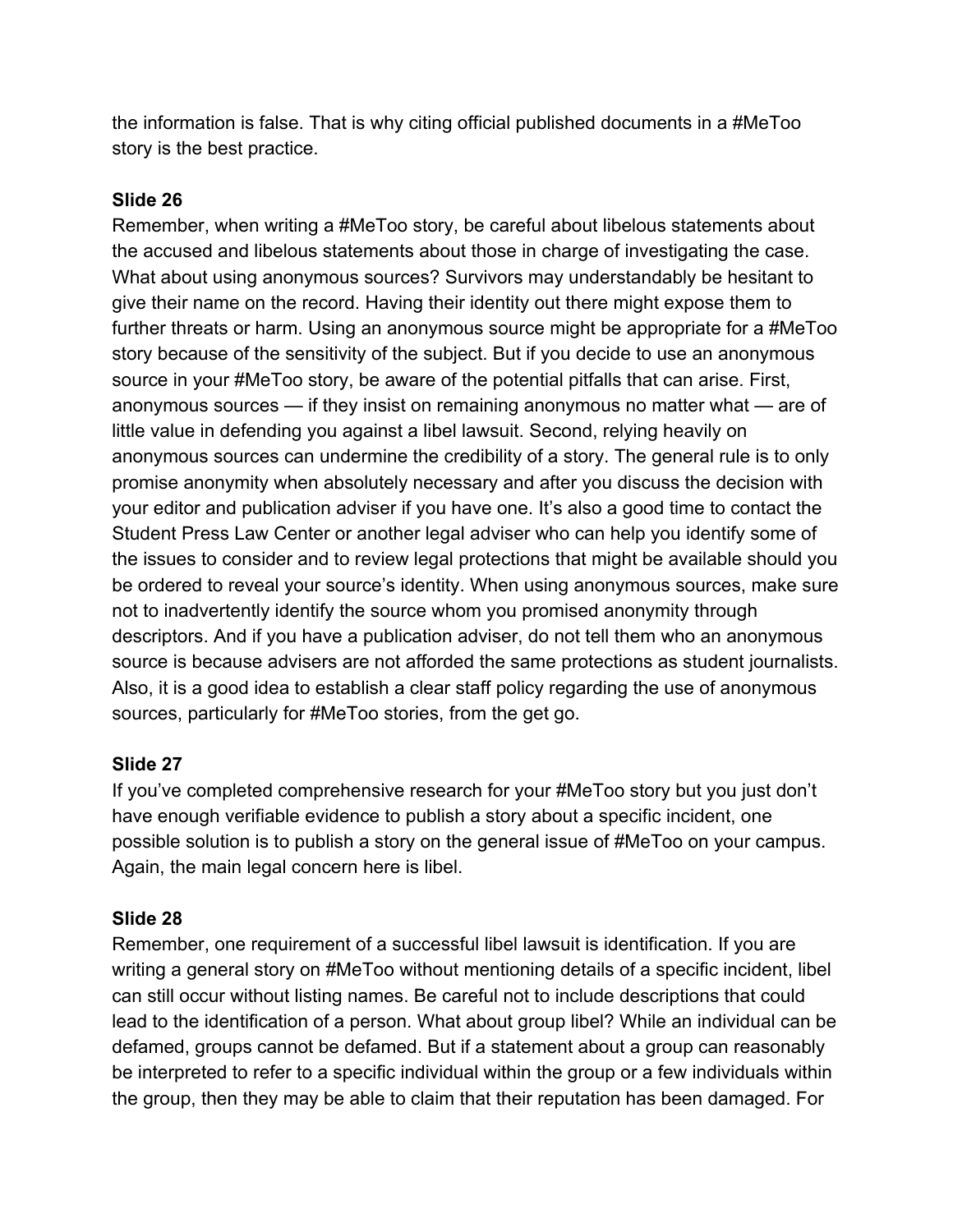the information is false. That is why citing official published documents in a #MeToo story is the best practice.

**Slide 26**

Remember, when writing a #MeToo story, be careful about libelous statements about the accused and libelous statements about those in charge of investigating the case. What about using anonymous sources? Survivors may understandably be hesitant to give their name on the record. Having their identity out there might expose them to further threats or harm. Using an anonymous source might be appropriate for a #MeToo story because of the sensitivity of the subject. But if you decide to use an anonymous source in your #MeToo story, be aware of the potential pitfalls that can arise. First, anonymous sources — if they insist on remaining anonymous no matter what — are of little value in defending you against a libel lawsuit. Second, relying heavily on anonymous sources can undermine the credibility of a story. The general rule is to only promise anonymity when absolutely necessary and after you discuss the decision with your editor and publication adviser if you have one. It's also a good time to contact the Student Press Law Center or another legal adviser who can help you identify some of the issues to consider and to review legal protections that might be available should you be ordered to reveal your source's identity. When using anonymous sources, make sure not to inadvertently identify the source whom you promised anonymity through descriptors. And if you have a publication adviser, do not tell them who an anonymous source is because advisers are not afforded the same protections as student journalists. Also, it is a good idea to establish a clear staff policy regarding the use of anonymous sources, particularly for #MeToo stories, from the get go.

**Slide 27**

If you've completed comprehensive research for your #MeToo story but you just don't have enough verifiable evidence to publish a story about a specific incident, one possible solution is to publish a story on the general issue of #MeToo on your campus. Again, the main legal concern here is libel.

**Slide 28**

Remember, one requirement of a successful libel lawsuit is identification. If you are writing a general story on #MeToo without mentioning details of a specific incident, libel can still occur without listing names. Be careful not to include descriptions that could lead to the identification of a person. What about group libel? While an individual can be defamed, groups cannot be defamed. But if a statement about a group can reasonably be interpreted to refer to a specific individual within the group or a few individuals within the group, then they may be able to claim that their reputation has been damaged. For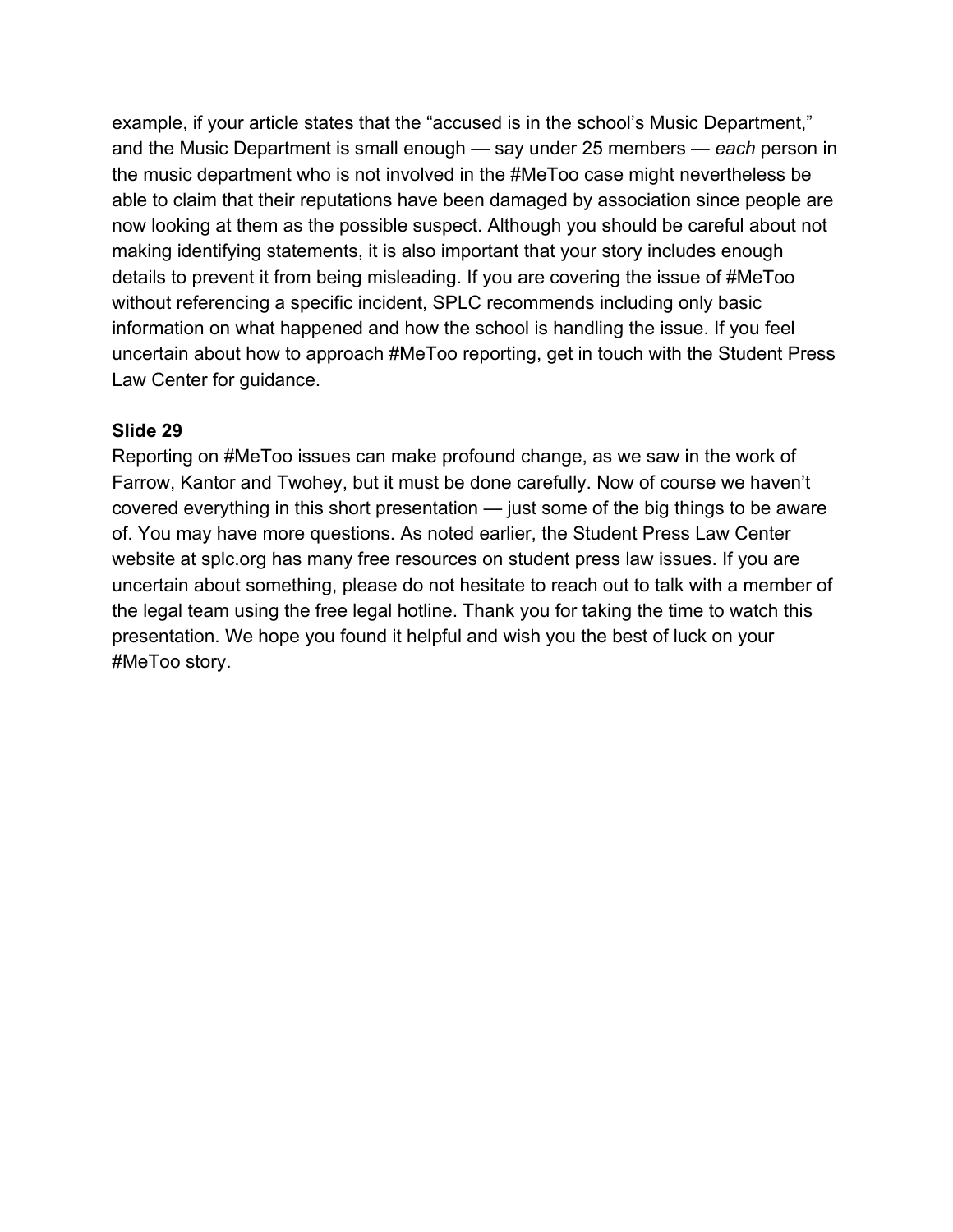example, if your article states that the “accused is in the school’s Music Department,” and the Music Department is small enough — say under 25 members — *each* person in the music department who is not involved in the #MeToo case might nevertheless be able to claim that their reputations have been damaged by association since people are now looking at them as the possible suspect. Although you should be careful about not making identifying statements, it is also important that your story includes enough details to prevent it from being misleading. If you are covering the issue of #MeToo without referencing a specific incident, SPLC recommends including only basic information on what happened and how the school is handling the issue. If you feel uncertain about how to approach #MeToo reporting, get in touch with the Student Press Law Center for guidance.

**Slide 29**

Reporting on #MeToo issues can make profound change, as we saw in the work of Farrow, Kantor and Twohey, but it must be done carefully. Now of course we haven’t covered everything in this short presentation — just some of the big things to be aware of. You may have more questions. As noted earlier, the Student Press Law Center website at splc.org has many free resources on student press law issues. If you are uncertain about something, please do not hesitate to reach out to talk with a member of the legal team using the free legal hotline. Thank you for taking the time to watch this presentation. We hope you found it helpful and wish you the best of luck on your #MeToo story.